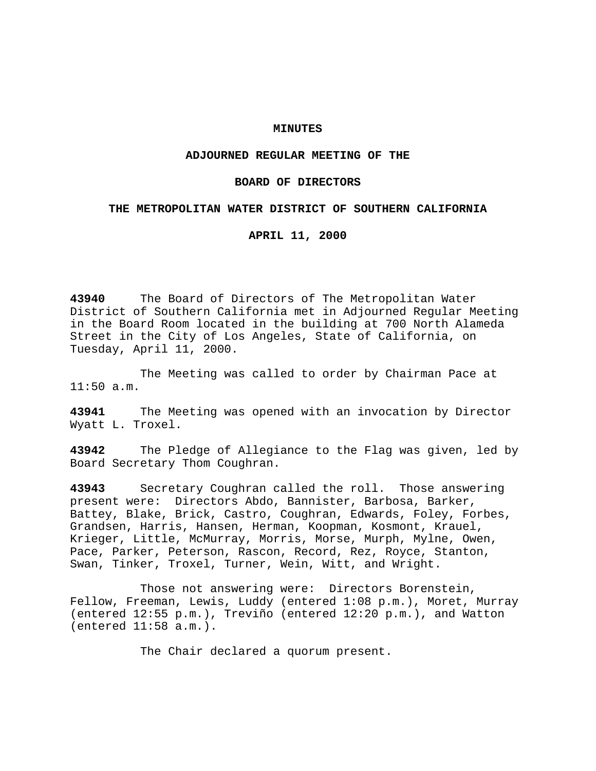# MINUTES

## ADJOURNED REGULAR MEETING OF THE

## BOARD OF DIRECTORS

## THE METROPOLITAN WATER DISTRICT OF SOUTHERN CALIFORNIA

## APRIL 11, 2000

**43940** The Board of Directors of The Metropolitan Water District of Southern California met in Adjourned Regular Meeting in the Board Room located in the building at 700 North Alameda Street in the City of Los Angeles, State of California, on Tuesday, April 11, 2000.

The Meeting was called to order by Chairman Pace at 11:50 a.m.

**43941** The Meeting was opened with an invocation by Director Wyatt L. Troxel.

**43942** The Pledge of Allegiance to the Flag was given, led by Board Secretary Thom Coughran.

**43943** Secretary Coughran called the roll. Those answering present were: Directors Abdo, Bannister, Barbosa, Barker, Battey, Blake, Brick, Castro, Coughran, Edwards, Foley, Forbes, Grandsen, Harris, Hansen, Herman, Koopman, Kosmont, Krauel, Krieger, Little, McMurray, Morris, Morse, Murph, Mylne, Owen, Pace, Parker, Peterson, Rascon, Record, Rez, Royce, Stanton, Swan, Tinker, Troxel, Turner, Wein, Witt, and Wright.

Those not answering were: Directors Borenstein, Fellow, Freeman, Lewis, Luddy (entered 1:08 p.m.), Moret, Murray (entered 12:55 p.m.), Treviño (entered 12:20 p.m.), and Watton (entered 11:58 a.m.).

The Chair declared a quorum present.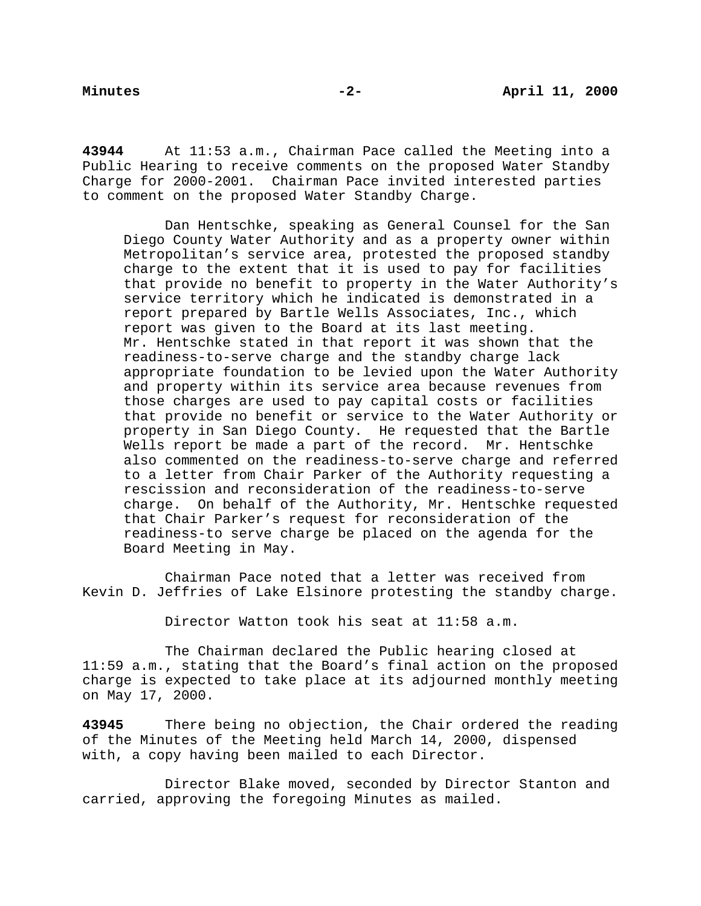**43944** At 11:53 a.m., Chairman Pace called the Meeting into a Public Hearing to receive comments on the proposed Water Standby Charge for 2000-2001. Chairman Pace invited interested parties to comment on the proposed Water Standby Charge.

> Dan Hentschke, speaking as General Counsel for the San Diego County Water Authority and as a property owner within Metropolitan's service area, protested the proposed standby charge to the extent that it is used to pay for facilities that provide no benefit to property in the Water Authority's service territory which he indicated is demonstrated in a report prepared by Bartle Wells Associates, Inc., which report was given to the Board at its last meeting. Mr. Hentschke stated in that report it was shown that the readiness-to-serve charge and the standby charge lack appropriate foundation to be levied upon the Water Authority and property within its service area because revenues from those charges are used to pay capital costs or facilities that provide no benefit or service to the Water Authority or property in San Diego County. He requested that the Bartle Wells report be made a part of the record. Mr. Hentschke also commented on the readiness-to-serve charge and referred to a letter from Chair Parker of the Authority requesting a rescission and reconsideration of the readiness-to-serve charge. On behalf of the Authority, Mr. Hentschke requested that Chair Parker's request for reconsideration of the readiness-to serve charge be placed on the agenda for the Board Meeting in May.

Chairman Pace noted that a letter was received from Kevin D. Jeffries of Lake Elsinore protesting the standby charge.

Director Watton took his seat at 11:58 a.m.

The Chairman declared the Public hearing closed at 11:59 a.m., stating that the Board's final action on the proposed charge is expected to take place at its adjourned monthly meeting on May 17, 2000.

**43945** There being no objection, the Chair ordered the reading of the Minutes of the Meeting held March 14, 2000, dispensed with, a copy having been mailed to each Director.

Director Blake moved, seconded by Director Stanton and carried, approving the foregoing Minutes as mailed.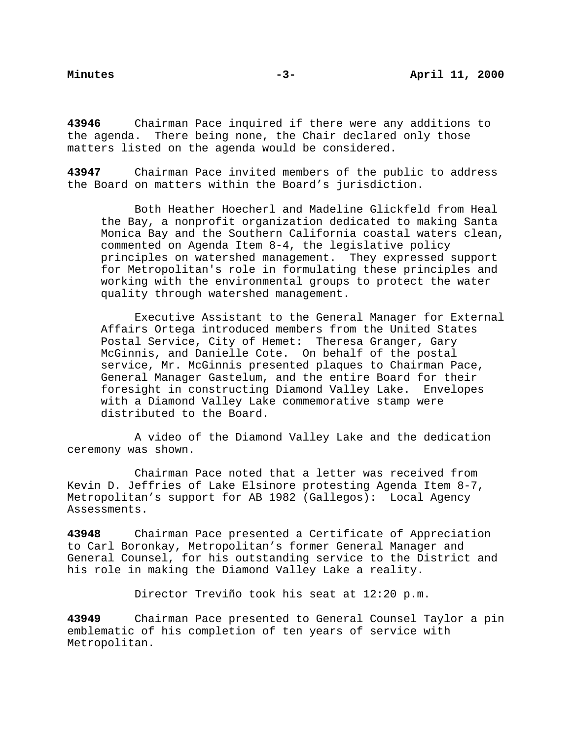**43946** Chairman Pace inquired if there were any additions to the agenda. There being none, the Chair declared only those matters listed on the agenda would be considered.

**43947** Chairman Pace invited members of the public to address the Board on matters within the Board's jurisdiction.

> Both Heather Hoecherl and Madeline Glickfeld from Heal the Bay, a nonprofit organization dedicated to making Santa Monica Bay and the Southern California coastal waters clean, commented on Agenda Item 8-4, the legislative policy principles on watershed management. They expressed support for Metropolitan's role in formulating these principles and working with the environmental groups to protect the water quality through watershed management.
>
> Executive Assistant to the General Manager for External Affairs Ortega introduced members from the United States Postal Service, City of Hemet: Theresa Granger, Gary McGinnis, and Danielle Cote. On behalf of the postal service, Mr. McGinnis presented plaques to Chairman Pace, General Manager Gastelum, and the entire Board for their foresight in constructing Diamond Valley Lake. Envelopes with a Diamond Valley Lake commemorative stamp were distributed to the Board.

A video of the Diamond Valley Lake and the dedication ceremony was shown.

Chairman Pace noted that a letter was received from Kevin D. Jeffries of Lake Elsinore protesting Agenda Item 8-7, Metropolitan's support for AB 1982 (Gallegos): Local Agency Assessments.

**43948** Chairman Pace presented a Certificate of Appreciation to Carl Boronkay, Metropolitan's former General Manager and General Counsel, for his outstanding service to the District and his role in making the Diamond Valley Lake a reality.

Director Treviño took his seat at 12:20 p.m.

**43949** Chairman Pace presented to General Counsel Taylor a pin emblematic of his completion of ten years of service with Metropolitan.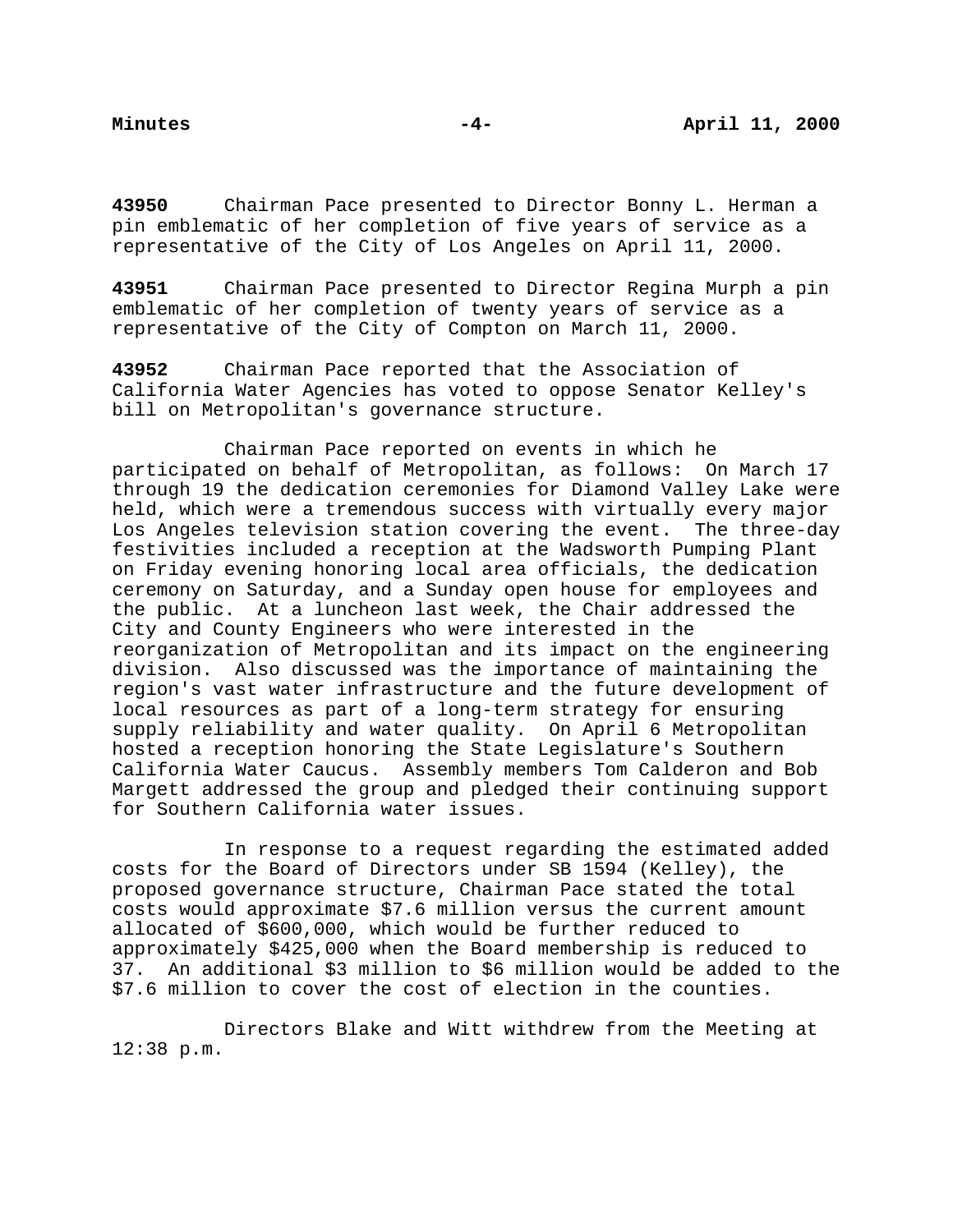**43950** Chairman Pace presented to Director Bonny L. Herman a pin emblematic of her completion of five years of service as a representative of the City of Los Angeles on April 11, 2000.

**43951** Chairman Pace presented to Director Regina Murph a pin emblematic of her completion of twenty years of service as a representative of the City of Compton on March 11, 2000.

**43952** Chairman Pace reported that the Association of California Water Agencies has voted to oppose Senator Kelley's bill on Metropolitan's governance structure.

Chairman Pace reported on events in which he participated on behalf of Metropolitan, as follows: On March 17 through 19 the dedication ceremonies for Diamond Valley Lake were held, which were a tremendous success with virtually every major Los Angeles television station covering the event. The three-day festivities included a reception at the Wadsworth Pumping Plant on Friday evening honoring local area officials, the dedication ceremony on Saturday, and a Sunday open house for employees and the public. At a luncheon last week, the Chair addressed the City and County Engineers who were interested in the reorganization of Metropolitan and its impact on the engineering division. Also discussed was the importance of maintaining the region's vast water infrastructure and the future development of local resources as part of a long-term strategy for ensuring supply reliability and water quality. On April 6 Metropolitan hosted a reception honoring the State Legislature's Southern California Water Caucus. Assembly members Tom Calderon and Bob Margett addressed the group and pledged their continuing support for Southern California water issues.

In response to a request regarding the estimated added costs for the Board of Directors under SB 1594 (Kelley), the proposed governance structure, Chairman Pace stated the total costs would approximate $7.6 million versus the current amount allocated of $600,000, which would be further reduced to approximately $425,000 when the Board membership is reduced to 37. An additional $3 million to $6 million would be added to the $7.6 million to cover the cost of election in the counties.

Directors Blake and Witt withdrew from the Meeting at 12:38 p.m.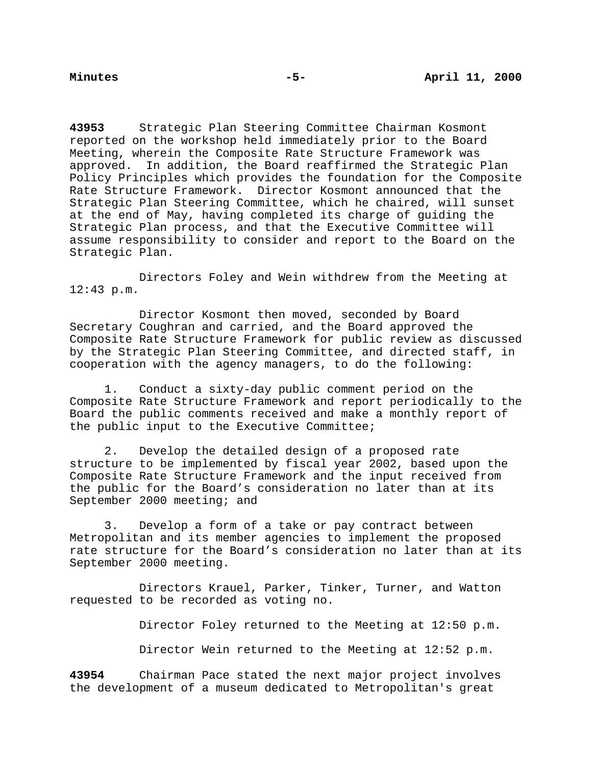**43953** Strategic Plan Steering Committee Chairman Kosmont reported on the workshop held immediately prior to the Board Meeting, wherein the Composite Rate Structure Framework was approved. In addition, the Board reaffirmed the Strategic Plan Policy Principles which provides the foundation for the Composite Rate Structure Framework. Director Kosmont announced that the Strategic Plan Steering Committee, which he chaired, will sunset at the end of May, having completed its charge of guiding the Strategic Plan process, and that the Executive Committee will assume responsibility to consider and report to the Board on the Strategic Plan.

Directors Foley and Wein withdrew from the Meeting at 12:43 p.m.

Director Kosmont then moved, seconded by Board Secretary Coughran and carried, and the Board approved the Composite Rate Structure Framework for public review as discussed by the Strategic Plan Steering Committee, and directed staff, in cooperation with the agency managers, to do the following:

1. Conduct a sixty-day public comment period on the Composite Rate Structure Framework and report periodically to the Board the public comments received and make a monthly report of the public input to the Executive Committee;

2. Develop the detailed design of a proposed rate structure to be implemented by fiscal year 2002, based upon the Composite Rate Structure Framework and the input received from the public for the Board's consideration no later than at its September 2000 meeting; and

3. Develop a form of a take or pay contract between Metropolitan and its member agencies to implement the proposed rate structure for the Board's consideration no later than at its September 2000 meeting.

Directors Krauel, Parker, Tinker, Turner, and Watton requested to be recorded as voting no.

Director Foley returned to the Meeting at 12:50 p.m.

Director Wein returned to the Meeting at 12:52 p.m.

**43954** Chairman Pace stated the next major project involves the development of a museum dedicated to Metropolitan's great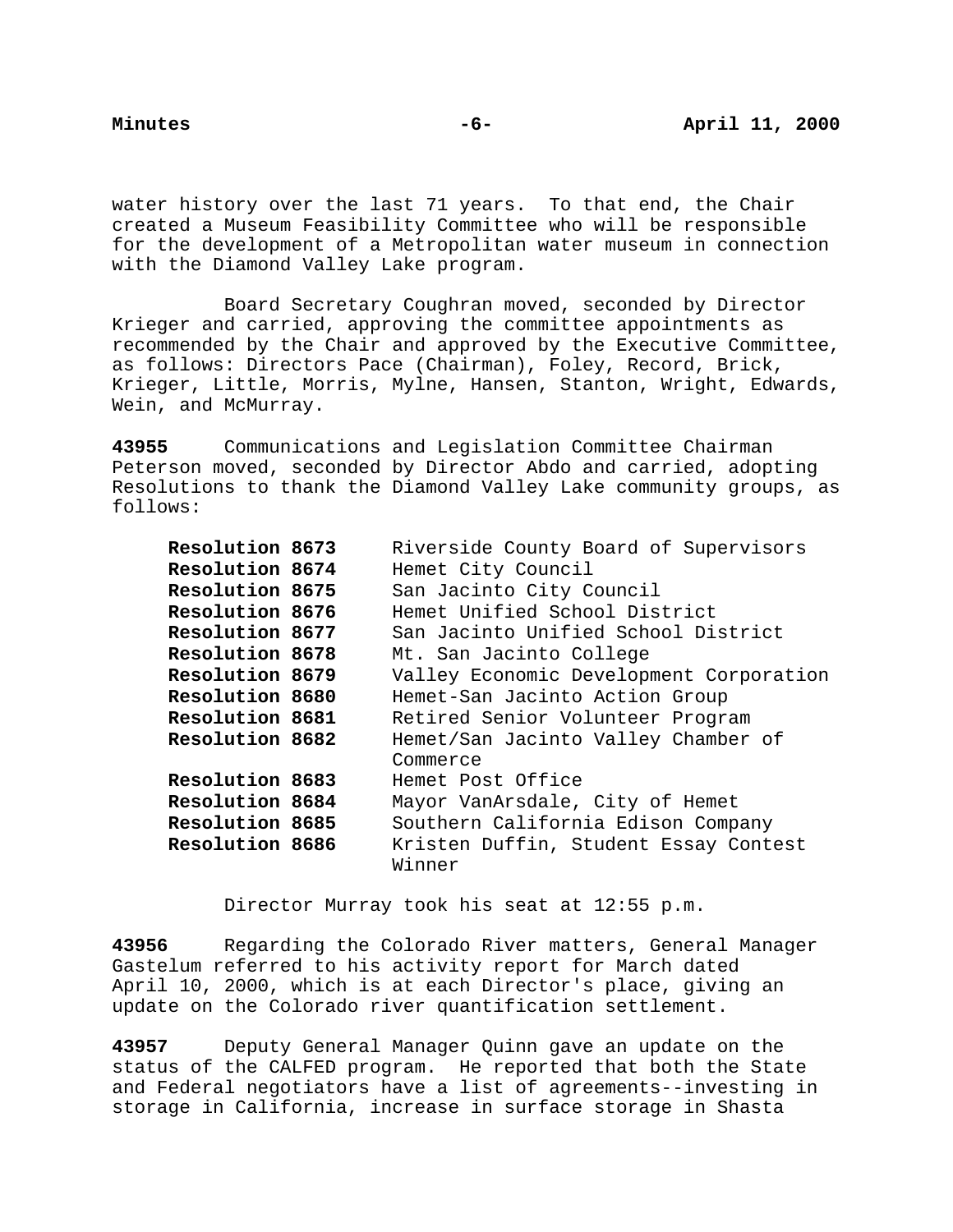water history over the last 71 years. To that end, the Chair created a Museum Feasibility Committee who will be responsible for the development of a Metropolitan water museum in connection with the Diamond Valley Lake program.

Board Secretary Coughran moved, seconded by Director Krieger and carried, approving the committee appointments as recommended by the Chair and approved by the Executive Committee, as follows: Directors Pace (Chairman), Foley, Record, Brick, Krieger, Little, Morris, Mylne, Hansen, Stanton, Wright, Edwards, Wein, and McMurray.

**43955** Communications and Legislation Committee Chairman Peterson moved, seconded by Director Abdo and carried, adopting Resolutions to thank the Diamond Valley Lake community groups, as follows:

| | |
|---|---|
| **Resolution 8673** | Riverside County Board of Supervisors |
| **Resolution 8674** | Hemet City Council |
| **Resolution 8675** | San Jacinto City Council |
| **Resolution 8676** | Hemet Unified School District |
| **Resolution 8677** | San Jacinto Unified School District |
| **Resolution 8678** | Mt. San Jacinto College |
| **Resolution 8679** | Valley Economic Development Corporation |
| **Resolution 8680** | Hemet-San Jacinto Action Group |
| **Resolution 8681** | Retired Senior Volunteer Program |
| **Resolution 8682** | Hemet/San Jacinto Valley Chamber of Commerce |
| **Resolution 8683** | Hemet Post Office |
| **Resolution 8684** | Mayor VanArsdale, City of Hemet |
| **Resolution 8685** | Southern California Edison Company |
| **Resolution 8686** | Kristen Duffin, Student Essay Contest Winner |

Director Murray took his seat at 12:55 p.m.

**43956** Regarding the Colorado River matters, General Manager Gastelum referred to his activity report for March dated April 10, 2000, which is at each Director's place, giving an update on the Colorado river quantification settlement.

**43957** Deputy General Manager Quinn gave an update on the status of the CALFED program. He reported that both the State and Federal negotiators have a list of agreements--investing in storage in California, increase in surface storage in Shasta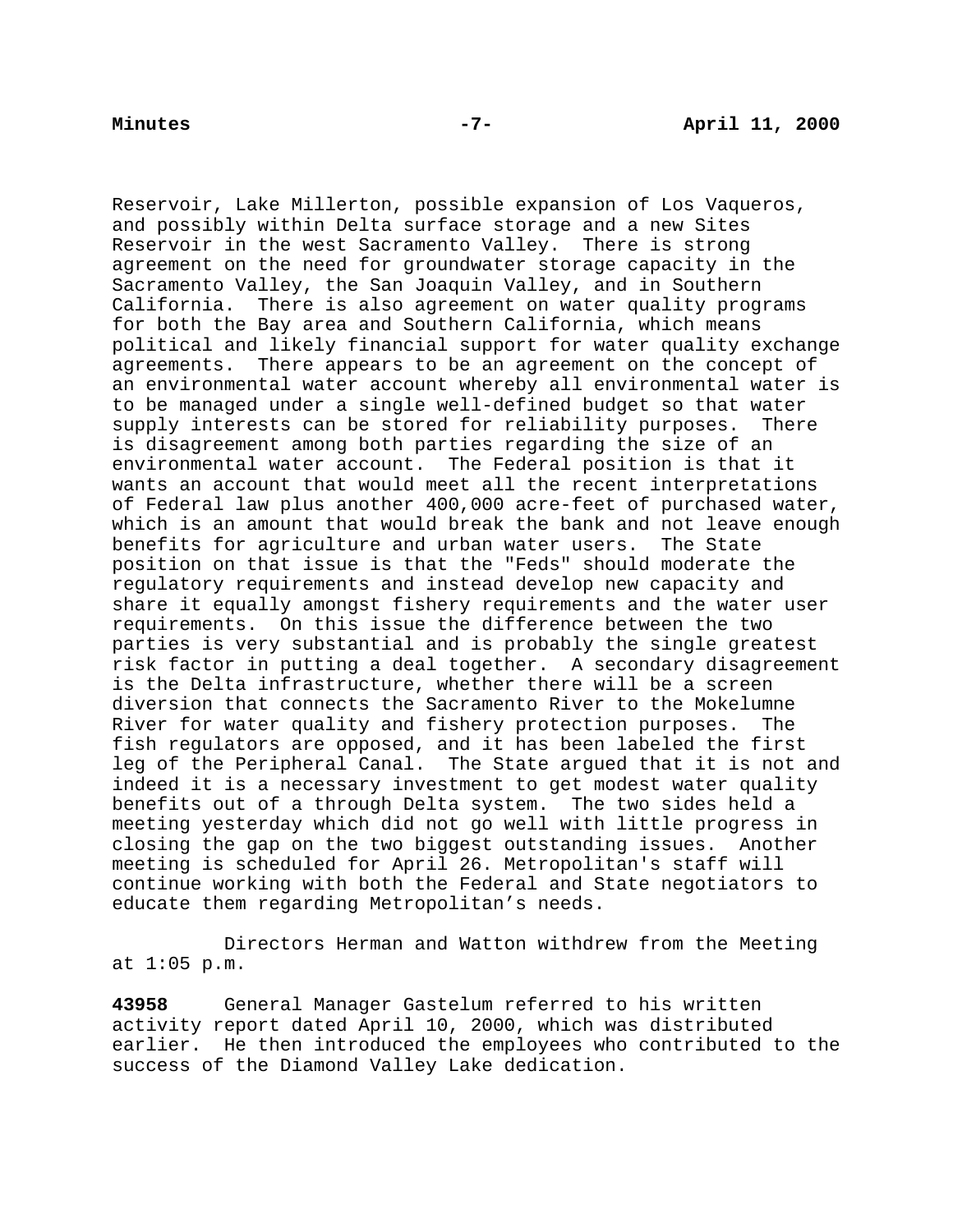Reservoir, Lake Millerton, possible expansion of Los Vaqueros, and possibly within Delta surface storage and a new Sites Reservoir in the west Sacramento Valley. There is strong agreement on the need for groundwater storage capacity in the Sacramento Valley, the San Joaquin Valley, and in Southern California. There is also agreement on water quality programs for both the Bay area and Southern California, which means political and likely financial support for water quality exchange agreements. There appears to be an agreement on the concept of an environmental water account whereby all environmental water is to be managed under a single well-defined budget so that water supply interests can be stored for reliability purposes. There is disagreement among both parties regarding the size of an environmental water account. The Federal position is that it wants an account that would meet all the recent interpretations of Federal law plus another 400,000 acre-feet of purchased water, which is an amount that would break the bank and not leave enough benefits for agriculture and urban water users. The State position on that issue is that the "Feds" should moderate the regulatory requirements and instead develop new capacity and share it equally amongst fishery requirements and the water user requirements. On this issue the difference between the two parties is very substantial and is probably the single greatest risk factor in putting a deal together. A secondary disagreement is the Delta infrastructure, whether there will be a screen diversion that connects the Sacramento River to the Mokelumne River for water quality and fishery protection purposes. The fish regulators are opposed, and it has been labeled the first leg of the Peripheral Canal. The State argued that it is not and indeed it is a necessary investment to get modest water quality benefits out of a through Delta system. The two sides held a meeting yesterday which did not go well with little progress in closing the gap on the two biggest outstanding issues. Another meeting is scheduled for April 26. Metropolitan's staff will continue working with both the Federal and State negotiators to educate them regarding Metropolitan's needs.

Directors Herman and Watton withdrew from the Meeting at 1:05 p.m.

**43958** General Manager Gastelum referred to his written activity report dated April 10, 2000, which was distributed earlier. He then introduced the employees who contributed to the success of the Diamond Valley Lake dedication.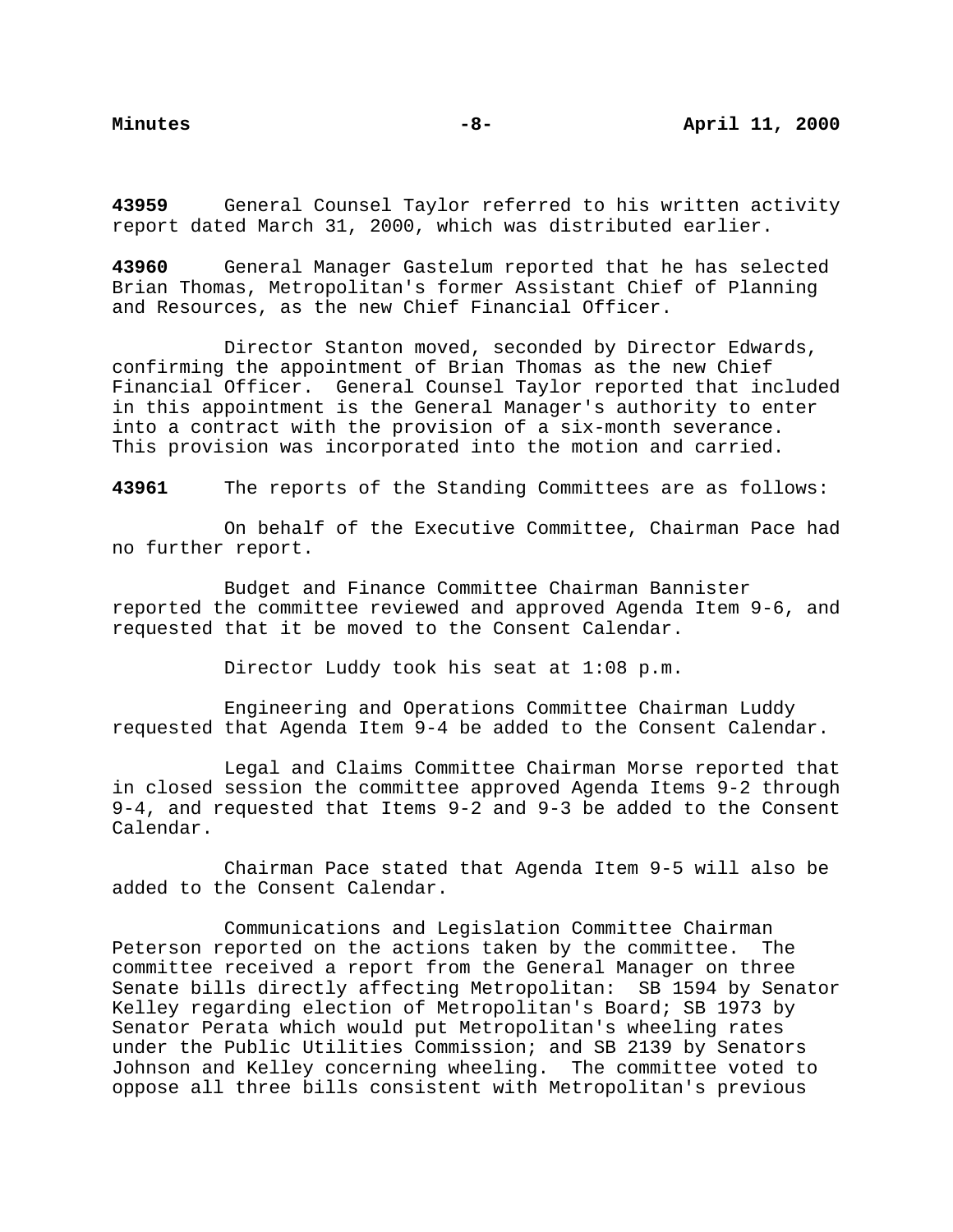**43959** General Counsel Taylor referred to his written activity report dated March 31, 2000, which was distributed earlier.

**43960** General Manager Gastelum reported that he has selected Brian Thomas, Metropolitan's former Assistant Chief of Planning and Resources, as the new Chief Financial Officer.

Director Stanton moved, seconded by Director Edwards, confirming the appointment of Brian Thomas as the new Chief Financial Officer. General Counsel Taylor reported that included in this appointment is the General Manager's authority to enter into a contract with the provision of a six-month severance. This provision was incorporated into the motion and carried.

**43961** The reports of the Standing Committees are as follows:

On behalf of the Executive Committee, Chairman Pace had no further report.

Budget and Finance Committee Chairman Bannister reported the committee reviewed and approved Agenda Item 9-6, and requested that it be moved to the Consent Calendar.

Director Luddy took his seat at 1:08 p.m.

Engineering and Operations Committee Chairman Luddy requested that Agenda Item 9-4 be added to the Consent Calendar.

Legal and Claims Committee Chairman Morse reported that in closed session the committee approved Agenda Items 9-2 through 9-4, and requested that Items 9-2 and 9-3 be added to the Consent Calendar.

Chairman Pace stated that Agenda Item 9-5 will also be added to the Consent Calendar.

Communications and Legislation Committee Chairman Peterson reported on the actions taken by the committee. The committee received a report from the General Manager on three Senate bills directly affecting Metropolitan: SB 1594 by Senator Kelley regarding election of Metropolitan's Board; SB 1973 by Senator Perata which would put Metropolitan's wheeling rates under the Public Utilities Commission; and SB 2139 by Senators Johnson and Kelley concerning wheeling. The committee voted to oppose all three bills consistent with Metropolitan's previous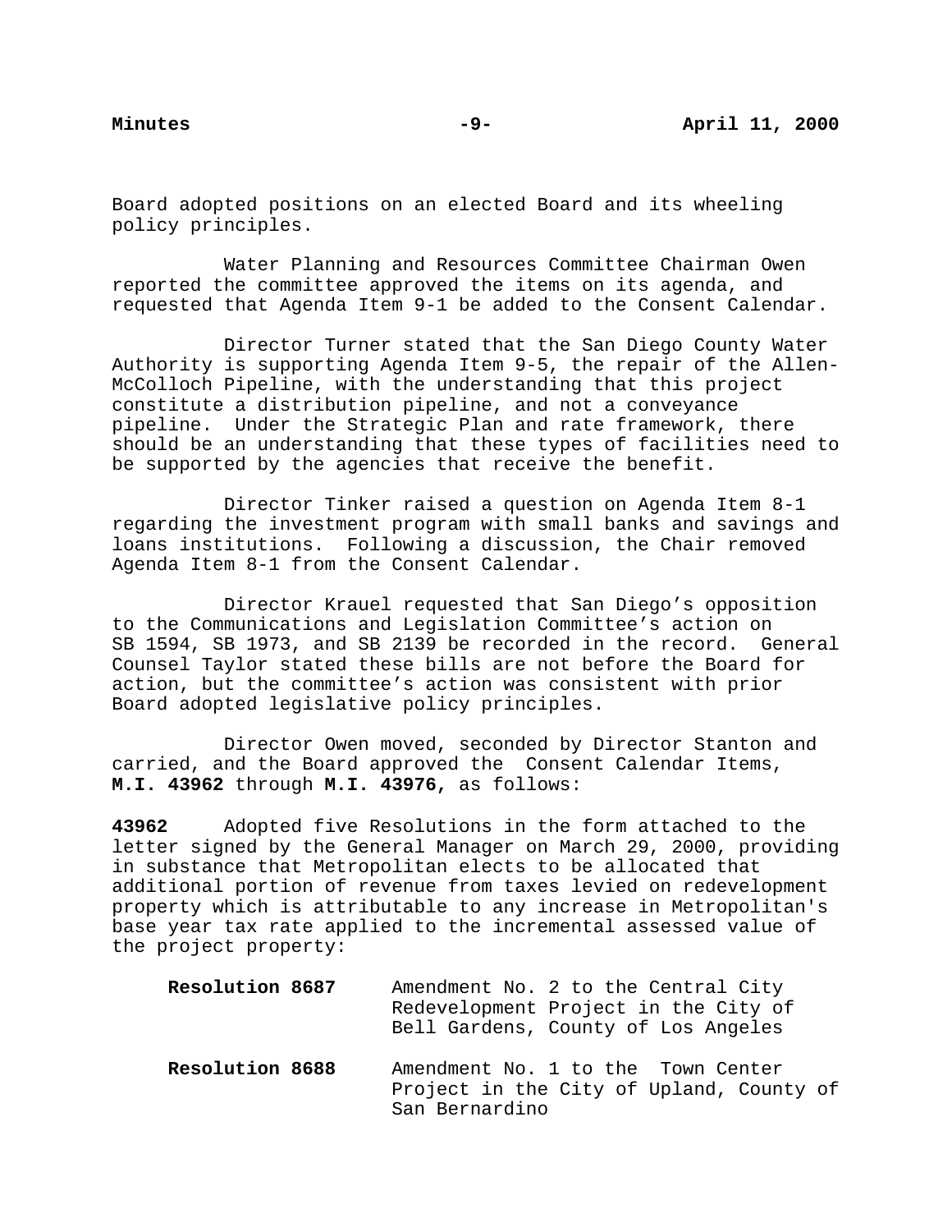Board adopted positions on an elected Board and its wheeling policy principles.

Water Planning and Resources Committee Chairman Owen reported the committee approved the items on its agenda, and requested that Agenda Item 9-1 be added to the Consent Calendar.

Director Turner stated that the San Diego County Water Authority is supporting Agenda Item 9-5, the repair of the Allen-McColloch Pipeline, with the understanding that this project constitute a distribution pipeline, and not a conveyance pipeline. Under the Strategic Plan and rate framework, there should be an understanding that these types of facilities need to be supported by the agencies that receive the benefit.

Director Tinker raised a question on Agenda Item 8-1 regarding the investment program with small banks and savings and loans institutions. Following a discussion, the Chair removed Agenda Item 8-1 from the Consent Calendar.

Director Krauel requested that San Diego's opposition to the Communications and Legislation Committee's action on SB 1594, SB 1973, and SB 2139 be recorded in the record. General Counsel Taylor stated these bills are not before the Board for action, but the committee's action was consistent with prior Board adopted legislative policy principles.

Director Owen moved, seconded by Director Stanton and carried, and the Board approved the Consent Calendar Items, **M.I. 43962** through **M.I. 43976,** as follows:

**43962** Adopted five Resolutions in the form attached to the letter signed by the General Manager on March 29, 2000, providing in substance that Metropolitan elects to be allocated that additional portion of revenue from taxes levied on redevelopment property which is attributable to any increase in Metropolitan's base year tax rate applied to the incremental assessed value of the project property:

**Resolution 8687** Amendment No. 2 to the Central City Redevelopment Project in the City of Bell Gardens, County of Los Angeles

**Resolution 8688** Amendment No. 1 to the Town Center Project in the City of Upland, County of San Bernardino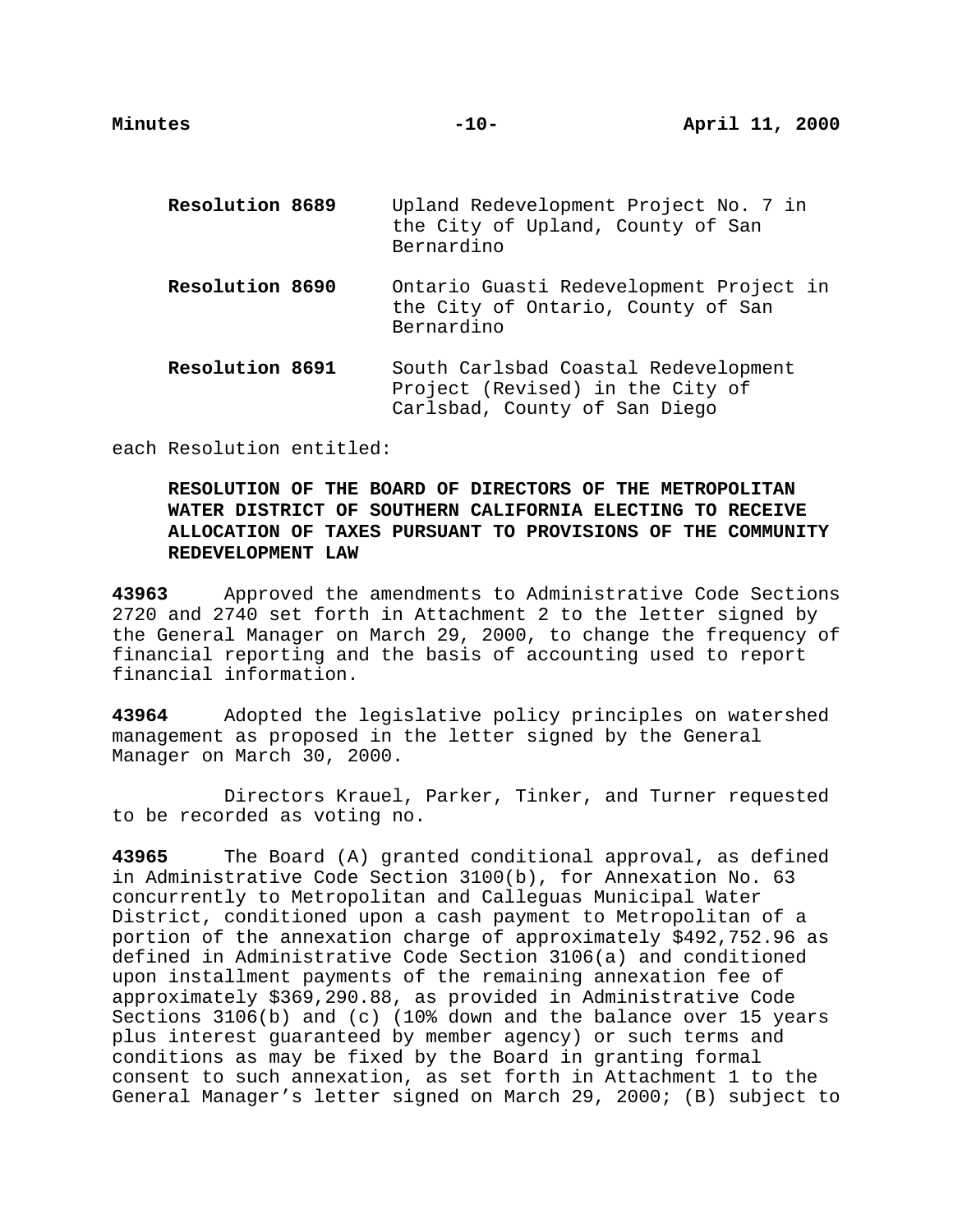| | |
|---|---|
| **Resolution 8689** | Upland Redevelopment Project No. 7 in the City of Upland, County of San Bernardino |
| **Resolution 8690** | Ontario Guasti Redevelopment Project in the City of Ontario, County of San Bernardino |
| **Resolution 8691** | South Carlsbad Coastal Redevelopment Project (Revised) in the City of Carlsbad, County of San Diego |

each Resolution entitled:

**RESOLUTION OF THE BOARD OF DIRECTORS OF THE METROPOLITAN WATER DISTRICT OF SOUTHERN CALIFORNIA ELECTING TO RECEIVE ALLOCATION OF TAXES PURSUANT TO PROVISIONS OF THE COMMUNITY REDEVELOPMENT LAW**

**43963** Approved the amendments to Administrative Code Sections 2720 and 2740 set forth in Attachment 2 to the letter signed by the General Manager on March 29, 2000, to change the frequency of financial reporting and the basis of accounting used to report financial information.

**43964** Adopted the legislative policy principles on watershed management as proposed in the letter signed by the General Manager on March 30, 2000.

Directors Krauel, Parker, Tinker, and Turner requested to be recorded as voting no.

**43965** The Board (A) granted conditional approval, as defined in Administrative Code Section 3100(b), for Annexation No. 63 concurrently to Metropolitan and Calleguas Municipal Water District, conditioned upon a cash payment to Metropolitan of a portion of the annexation charge of approximately $492,752.96 as defined in Administrative Code Section 3106(a) and conditioned upon installment payments of the remaining annexation fee of approximately $369,290.88, as provided in Administrative Code Sections 3106(b) and (c) (10% down and the balance over 15 years plus interest guaranteed by member agency) or such terms and conditions as may be fixed by the Board in granting formal consent to such annexation, as set forth in Attachment 1 to the General Manager's letter signed on March 29, 2000; (B) subject to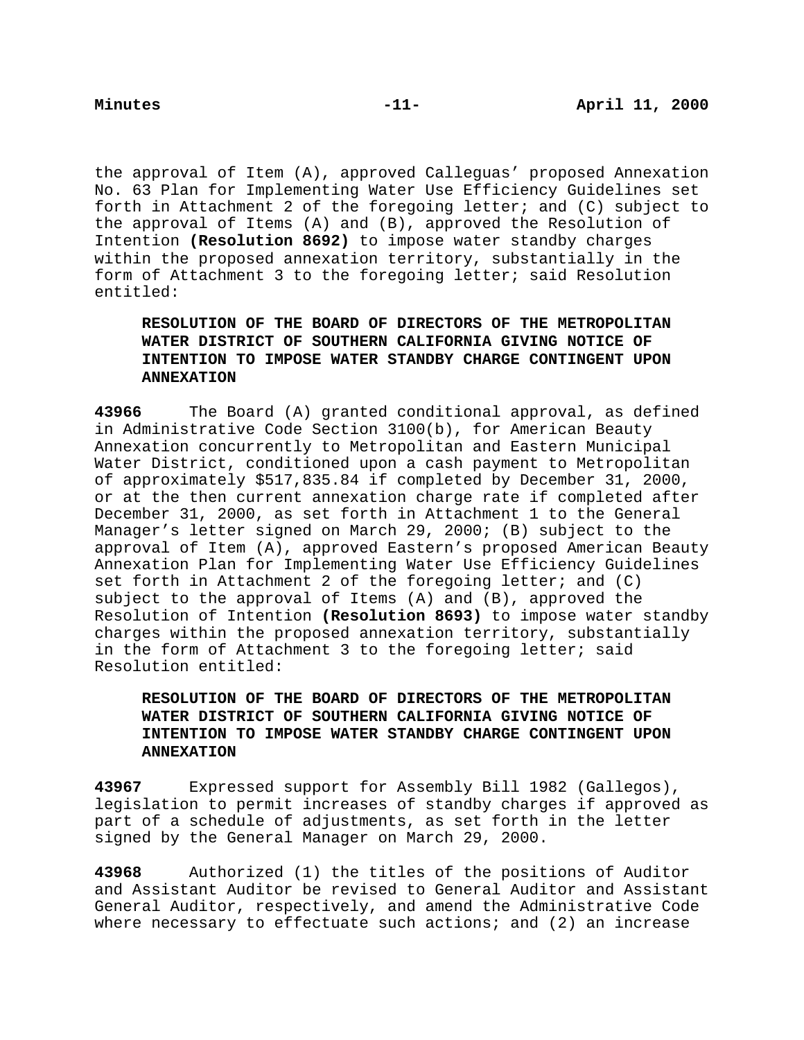the approval of Item (A), approved Calleguas' proposed Annexation No. 63 Plan for Implementing Water Use Efficiency Guidelines set forth in Attachment 2 of the foregoing letter; and (C) subject to the approval of Items (A) and (B), approved the Resolution of Intention **(Resolution 8692)** to impose water standby charges within the proposed annexation territory, substantially in the form of Attachment 3 to the foregoing letter; said Resolution entitled:

> **RESOLUTION OF THE BOARD OF DIRECTORS OF THE METROPOLITAN WATER DISTRICT OF SOUTHERN CALIFORNIA GIVING NOTICE OF INTENTION TO IMPOSE WATER STANDBY CHARGE CONTINGENT UPON ANNEXATION**

**43966** The Board (A) granted conditional approval, as defined in Administrative Code Section 3100(b), for American Beauty Annexation concurrently to Metropolitan and Eastern Municipal Water District, conditioned upon a cash payment to Metropolitan of approximately $517,835.84 if completed by December 31, 2000, or at the then current annexation charge rate if completed after December 31, 2000, as set forth in Attachment 1 to the General Manager's letter signed on March 29, 2000; (B) subject to the approval of Item (A), approved Eastern's proposed American Beauty Annexation Plan for Implementing Water Use Efficiency Guidelines set forth in Attachment 2 of the foregoing letter; and (C) subject to the approval of Items (A) and (B), approved the Resolution of Intention **(Resolution 8693)** to impose water standby charges within the proposed annexation territory, substantially in the form of Attachment 3 to the foregoing letter; said Resolution entitled:

> **RESOLUTION OF THE BOARD OF DIRECTORS OF THE METROPOLITAN WATER DISTRICT OF SOUTHERN CALIFORNIA GIVING NOTICE OF INTENTION TO IMPOSE WATER STANDBY CHARGE CONTINGENT UPON ANNEXATION**

**43967** Expressed support for Assembly Bill 1982 (Gallegos), legislation to permit increases of standby charges if approved as part of a schedule of adjustments, as set forth in the letter signed by the General Manager on March 29, 2000.

**43968** Authorized (1) the titles of the positions of Auditor and Assistant Auditor be revised to General Auditor and Assistant General Auditor, respectively, and amend the Administrative Code where necessary to effectuate such actions; and (2) an increase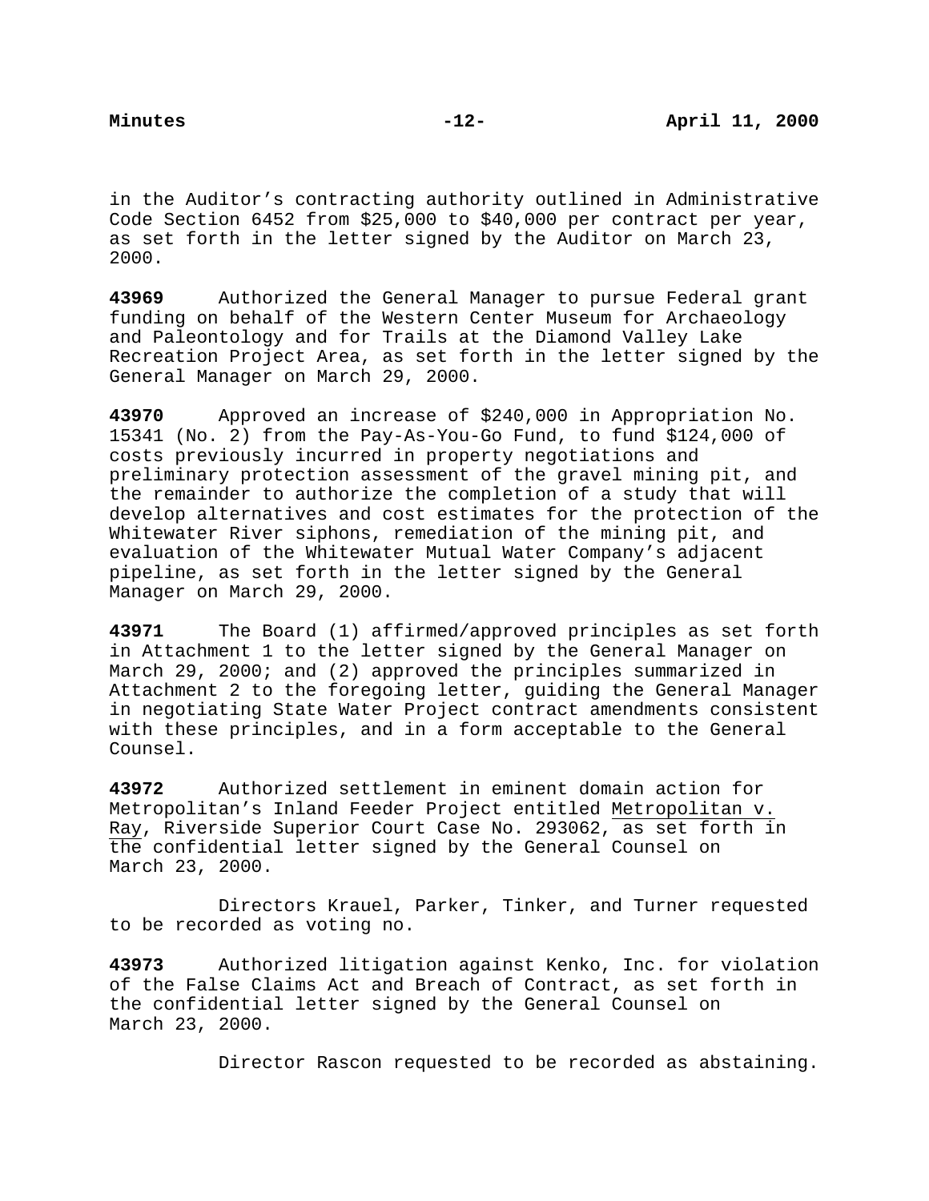in the Auditor's contracting authority outlined in Administrative Code Section 6452 from $25,000 to $40,000 per contract per year, as set forth in the letter signed by the Auditor on March 23, 2000.

**43969** Authorized the General Manager to pursue Federal grant funding on behalf of the Western Center Museum for Archaeology and Paleontology and for Trails at the Diamond Valley Lake Recreation Project Area, as set forth in the letter signed by the General Manager on March 29, 2000.

**43970** Approved an increase of $240,000 in Appropriation No. 15341 (No. 2) from the Pay-As-You-Go Fund, to fund $124,000 of costs previously incurred in property negotiations and preliminary protection assessment of the gravel mining pit, and the remainder to authorize the completion of a study that will develop alternatives and cost estimates for the protection of the Whitewater River siphons, remediation of the mining pit, and evaluation of the Whitewater Mutual Water Company's adjacent pipeline, as set forth in the letter signed by the General Manager on March 29, 2000.

**43971** The Board (1) affirmed/approved principles as set forth in Attachment 1 to the letter signed by the General Manager on March 29, 2000; and (2) approved the principles summarized in Attachment 2 to the foregoing letter, guiding the General Manager in negotiating State Water Project contract amendments consistent with these principles, and in a form acceptable to the General Counsel.

**43972** Authorized settlement in eminent domain action for Metropolitan's Inland Feeder Project entitled Metropolitan v. Ray, Riverside Superior Court Case No. 293062, as set forth in the confidential letter signed by the General Counsel on March 23, 2000.

Directors Krauel, Parker, Tinker, and Turner requested to be recorded as voting no.

**43973** Authorized litigation against Kenko, Inc. for violation of the False Claims Act and Breach of Contract, as set forth in the confidential letter signed by the General Counsel on March 23, 2000.

Director Rascon requested to be recorded as abstaining.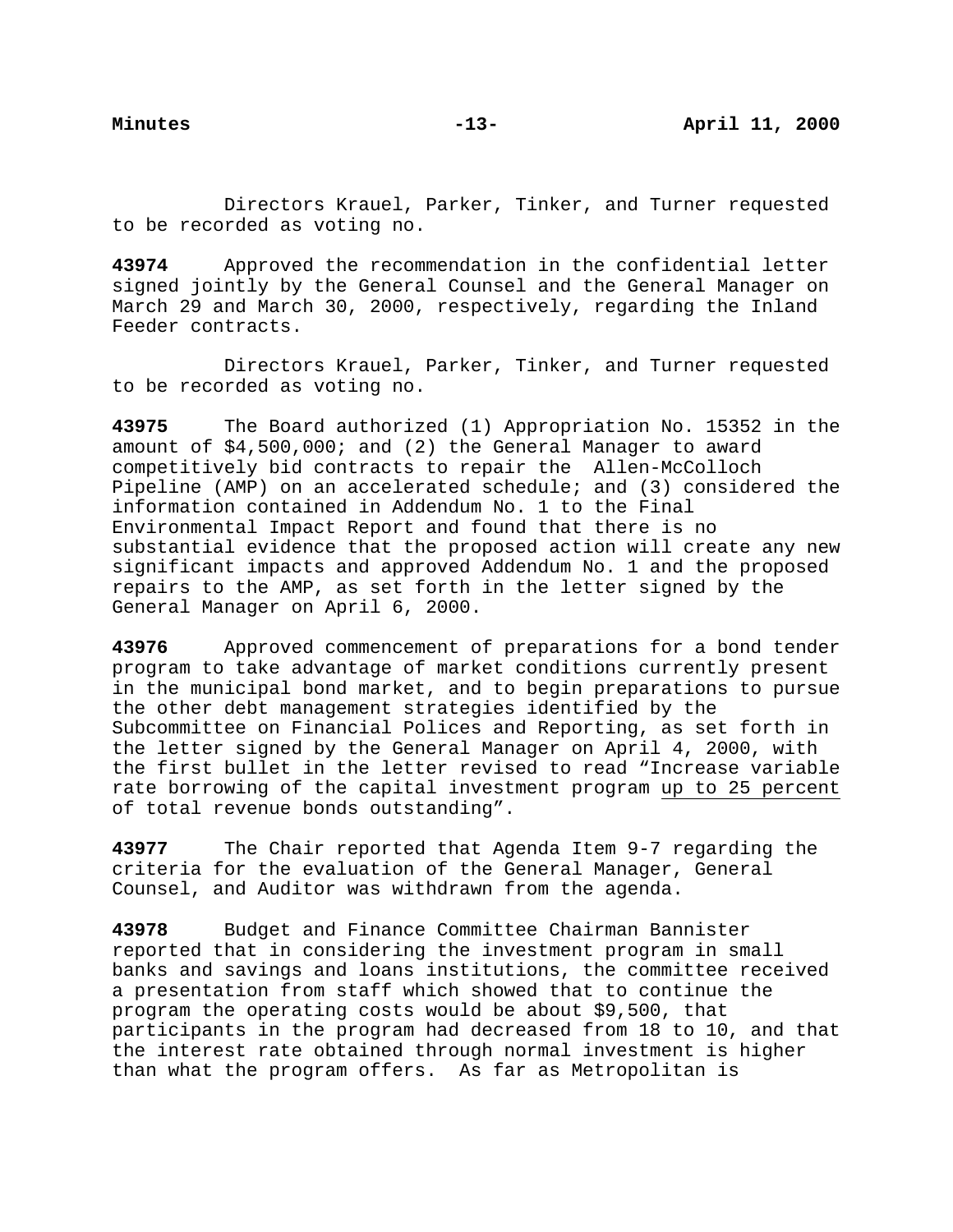Directors Krauel, Parker, Tinker, and Turner requested to be recorded as voting no.

**43974** Approved the recommendation in the confidential letter signed jointly by the General Counsel and the General Manager on March 29 and March 30, 2000, respectively, regarding the Inland Feeder contracts.

Directors Krauel, Parker, Tinker, and Turner requested to be recorded as voting no.

**43975** The Board authorized (1) Appropriation No. 15352 in the amount of $4,500,000; and (2) the General Manager to award competitively bid contracts to repair the Allen-McColloch Pipeline (AMP) on an accelerated schedule; and (3) considered the information contained in Addendum No. 1 to the Final Environmental Impact Report and found that there is no substantial evidence that the proposed action will create any new significant impacts and approved Addendum No. 1 and the proposed repairs to the AMP, as set forth in the letter signed by the General Manager on April 6, 2000.

**43976** Approved commencement of preparations for a bond tender program to take advantage of market conditions currently present in the municipal bond market, and to begin preparations to pursue the other debt management strategies identified by the Subcommittee on Financial Polices and Reporting, as set forth in the letter signed by the General Manager on April 4, 2000, with the first bullet in the letter revised to read "Increase variable rate borrowing of the capital investment program <u>up to 25 percent</u> of total revenue bonds outstanding".

**43977** The Chair reported that Agenda Item 9-7 regarding the criteria for the evaluation of the General Manager, General Counsel, and Auditor was withdrawn from the agenda.

**43978** Budget and Finance Committee Chairman Bannister reported that in considering the investment program in small banks and savings and loans institutions, the committee received a presentation from staff which showed that to continue the program the operating costs would be about $9,500, that participants in the program had decreased from 18 to 10, and that the interest rate obtained through normal investment is higher than what the program offers. As far as Metropolitan is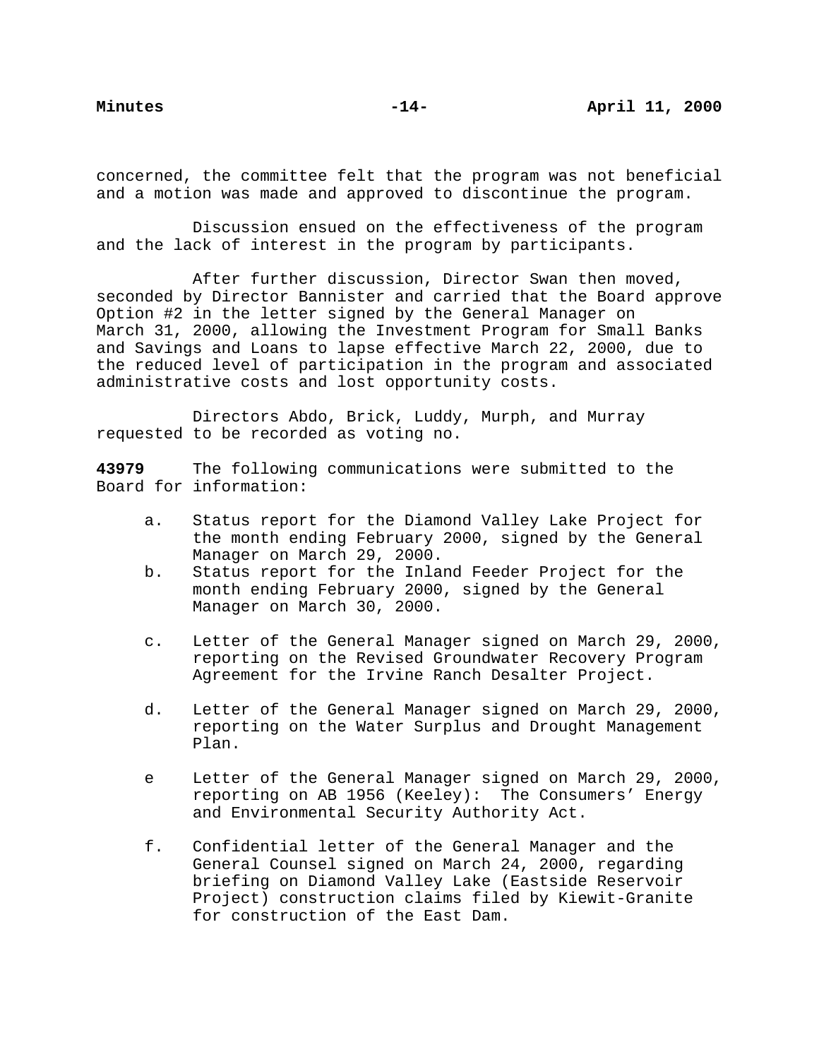concerned, the committee felt that the program was not beneficial and a motion was made and approved to discontinue the program.

Discussion ensued on the effectiveness of the program and the lack of interest in the program by participants.

After further discussion, Director Swan then moved, seconded by Director Bannister and carried that the Board approve Option #2 in the letter signed by the General Manager on March 31, 2000, allowing the Investment Program for Small Banks and Savings and Loans to lapse effective March 22, 2000, due to the reduced level of participation in the program and associated administrative costs and lost opportunity costs.

Directors Abdo, Brick, Luddy, Murph, and Murray requested to be recorded as voting no.

**43979** The following communications were submitted to the Board for information:

a. Status report for the Diamond Valley Lake Project for the month ending February 2000, signed by the General Manager on March 29, 2000.

b. Status report for the Inland Feeder Project for the month ending February 2000, signed by the General Manager on March 30, 2000.

c. Letter of the General Manager signed on March 29, 2000, reporting on the Revised Groundwater Recovery Program Agreement for the Irvine Ranch Desalter Project.

d. Letter of the General Manager signed on March 29, 2000, reporting on the Water Surplus and Drought Management Plan.

e Letter of the General Manager signed on March 29, 2000, reporting on AB 1956 (Keeley): The Consumers' Energy and Environmental Security Authority Act.

f. Confidential letter of the General Manager and the General Counsel signed on March 24, 2000, regarding briefing on Diamond Valley Lake (Eastside Reservoir Project) construction claims filed by Kiewit-Granite for construction of the East Dam.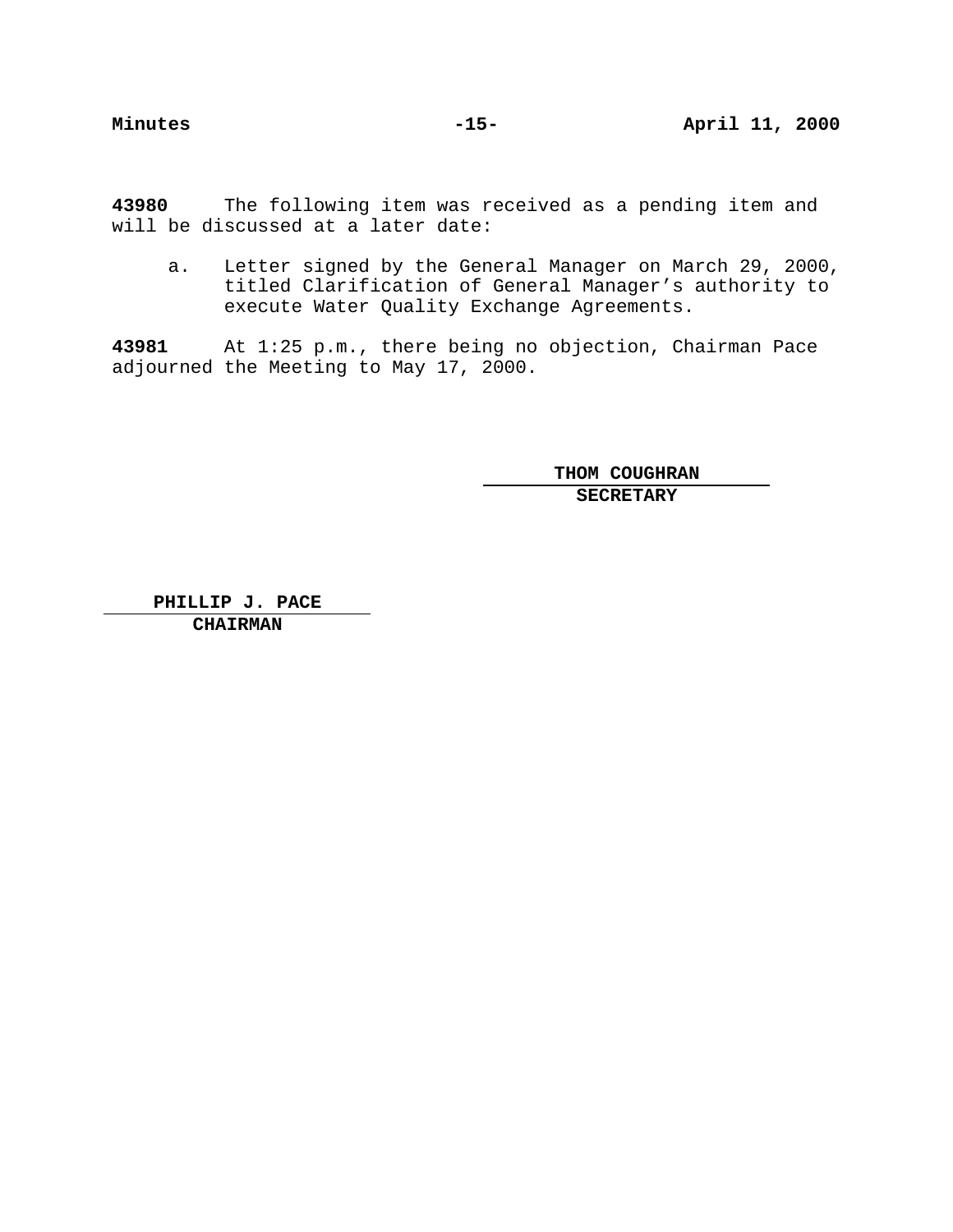**43980** The following item was received as a pending item and will be discussed at a later date:

a. Letter signed by the General Manager on March 29, 2000, titled Clarification of General Manager's authority to execute Water Quality Exchange Agreements.

**43981** At 1:25 p.m., there being no objection, Chairman Pace adjourned the Meeting to May 17, 2000.

**THOM COUGHRAN**
**SECRETARY**

**PHILLIP J. PACE**
**CHAIRMAN**